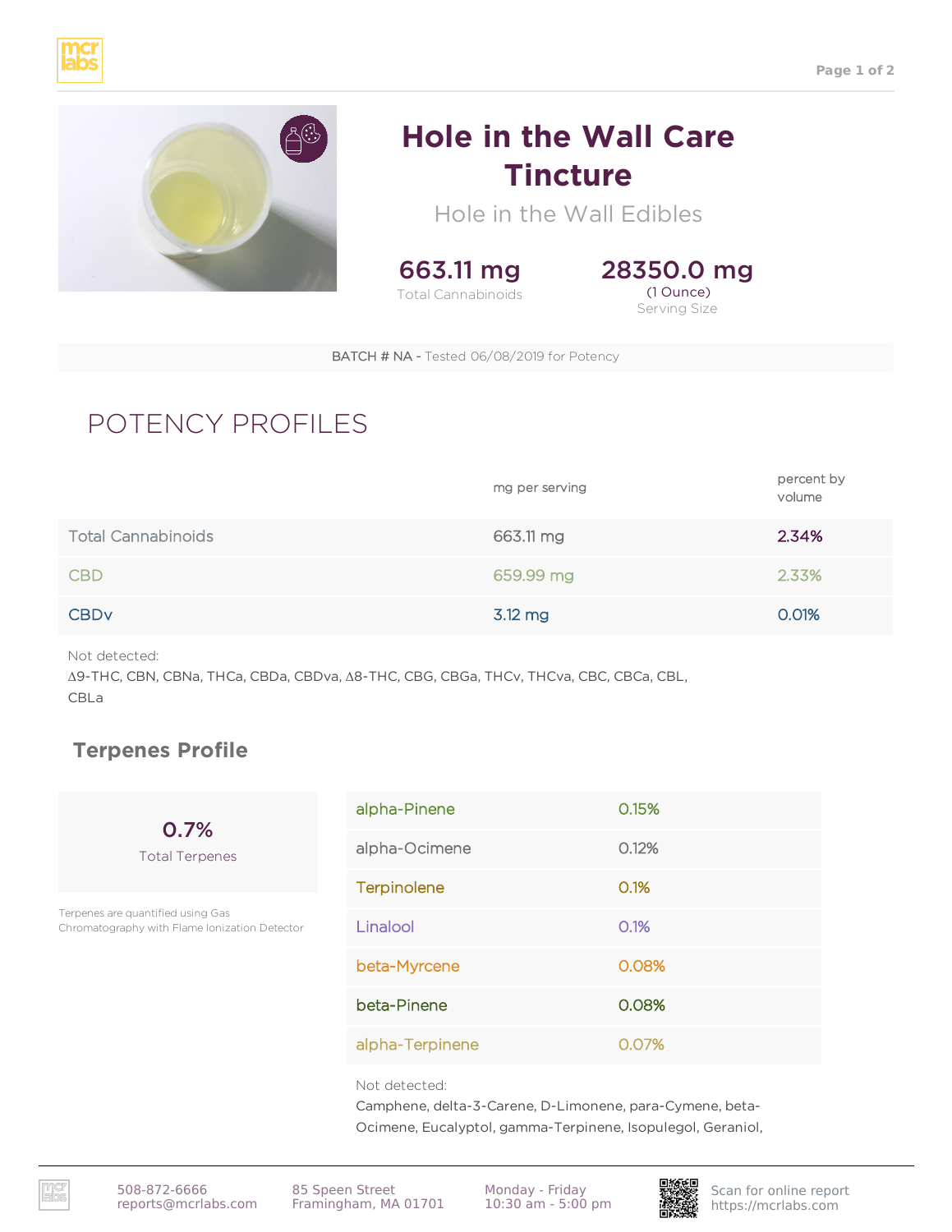# Hole in the Wall Care Tincture

Hole in the Wall Edibles

**663.11 mg**
Total Cannabinoids

**28350.0 mg**
(1 Ounce)
Serving Size

BATCH # NA - Tested 06/08/2019 for Potency

## POTENCY PROFILES

| | mg per serving | percent by volume |
|---|---|---|
| Total Cannabinoids | 663.11 mg | 2.34% |
| CBD | 659.99 mg | 2.33% |
| CBDv | 3.12 mg | 0.01% |

Not detected:
Δ9-THC, CBN, CBNa, THCa, CBDa, CBDva, Δ8-THC, CBG, CBGa, THCv, THCva, CBC, CBCa, CBL, CBLa

### Terpenes Profile

**0.7%**
Total Terpenes

Terpenes are quantified using Gas Chromatography with Flame Ionization Detector

| Terpene | Percent |
|---|---|
| alpha-Pinene | 0.15% |
| alpha-Ocimene | 0.12% |
| Terpinolene | 0.1% |
| Linalool | 0.1% |
| beta-Myrcene | 0.08% |
| beta-Pinene | 0.08% |
| alpha-Terpinene | 0.07% |

Not detected:
Camphene, delta-3-Carene, D-Limonene, para-Cymene, beta-Ocimene, Eucalyptol, gamma-Terpinene, Isopulegol, Geraniol,

508-872-6666
reports@mcrlabs.com

85 Speen Street
Framingham, MA 01701

Monday - Friday
10:30 am - 5:00 pm

Scan for online report
https://mcrlabs.com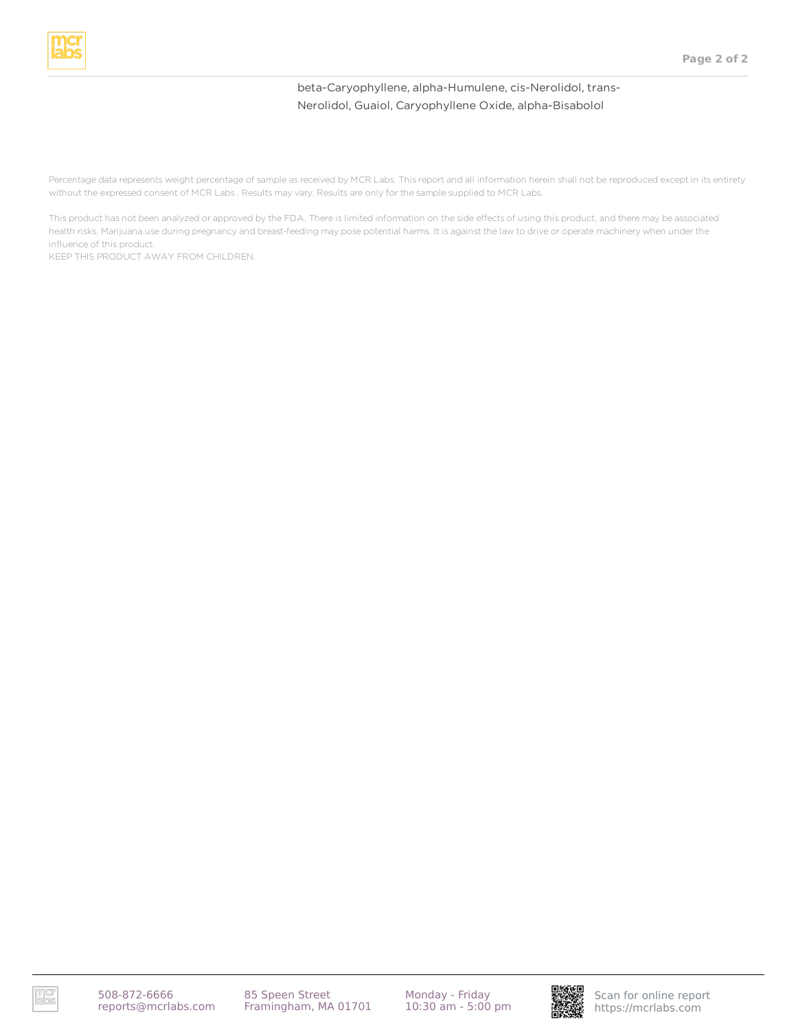beta-Caryophyllene, alpha-Humulene, cis-Nerolidol, trans-Nerolidol, Guaiol, Caryophyllene Oxide, alpha-Bisabolol

Percentage data represents weight percentage of sample as received by MCR Labs. This report and all information herein shall not be reproduced except in its entirety without the expressed consent of MCR Labs . Results may vary. Results are only for the sample supplied to MCR Labs.

This product has not been analyzed or approved by the FDA. There is limited information on the side effects of using this product, and there may be associated health risks. Marijuana use during pregnancy and breast-feeding may pose potential harms. It is against the law to drive or operate machinery when under the influence of this product.
KEEP THIS PRODUCT AWAY FROM CHILDREN.